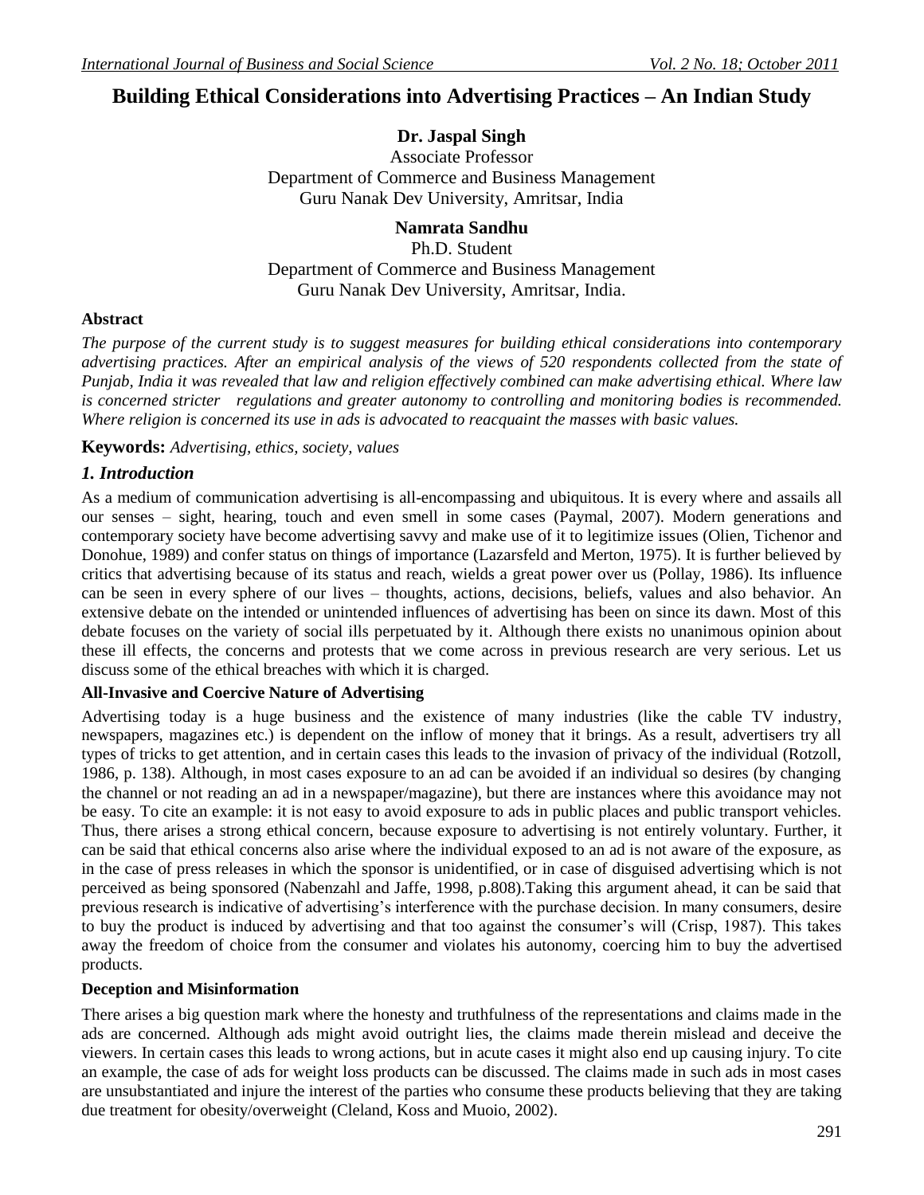# Building Ethical Considerations into Advertising Practices – An Indian Study

**Dr. Jaspal Singh**
Associate Professor
Department of Commerce and Business Management
Guru Nanak Dev University, Amritsar, India

**Namrata Sandhu**
Ph.D. Student
Department of Commerce and Business Management
Guru Nanak Dev University, Amritsar, India.

**Abstract**

*The purpose of the current study is to suggest measures for building ethical considerations into contemporary advertising practices. After an empirical analysis of the views of 520 respondents collected from the state of Punjab, India it was revealed that law and religion effectively combined can make advertising ethical. Where law is concerned stricter regulations and greater autonomy to controlling and monitoring bodies is recommended. Where religion is concerned its use in ads is advocated to reacquaint the masses with basic values.*

**Keywords:** *Advertising, ethics, society, values*

## *1. Introduction*

As a medium of communication advertising is all-encompassing and ubiquitous. It is every where and assails all our senses – sight, hearing, touch and even smell in some cases (Paymal, 2007). Modern generations and contemporary society have become advertising savvy and make use of it to legitimize issues (Olien, Tichenor and Donohue, 1989) and confer status on things of importance (Lazarsfeld and Merton, 1975). It is further believed by critics that advertising because of its status and reach, wields a great power over us (Pollay, 1986). Its influence can be seen in every sphere of our lives – thoughts, actions, decisions, beliefs, values and also behavior. An extensive debate on the intended or unintended influences of advertising has been on since its dawn. Most of this debate focuses on the variety of social ills perpetuated by it. Although there exists no unanimous opinion about these ill effects, the concerns and protests that we come across in previous research are very serious. Let us discuss some of the ethical breaches with which it is charged.

**All-Invasive and Coercive Nature of Advertising**

Advertising today is a huge business and the existence of many industries (like the cable TV industry, newspapers, magazines etc.) is dependent on the inflow of money that it brings. As a result, advertisers try all types of tricks to get attention, and in certain cases this leads to the invasion of privacy of the individual (Rotzoll, 1986, p. 138). Although, in most cases exposure to an ad can be avoided if an individual so desires (by changing the channel or not reading an ad in a newspaper/magazine), but there are instances where this avoidance may not be easy. To cite an example: it is not easy to avoid exposure to ads in public places and public transport vehicles. Thus, there arises a strong ethical concern, because exposure to advertising is not entirely voluntary. Further, it can be said that ethical concerns also arise where the individual exposed to an ad is not aware of the exposure, as in the case of press releases in which the sponsor is unidentified, or in case of disguised advertising which is not perceived as being sponsored (Nabenzahl and Jaffe, 1998, p.808).Taking this argument ahead, it can be said that previous research is indicative of advertising's interference with the purchase decision. In many consumers, desire to buy the product is induced by advertising and that too against the consumer's will (Crisp, 1987). This takes away the freedom of choice from the consumer and violates his autonomy, coercing him to buy the advertised products.

**Deception and Misinformation**

There arises a big question mark where the honesty and truthfulness of the representations and claims made in the ads are concerned. Although ads might avoid outright lies, the claims made therein mislead and deceive the viewers. In certain cases this leads to wrong actions, but in acute cases it might also end up causing injury. To cite an example, the case of ads for weight loss products can be discussed. The claims made in such ads in most cases are unsubstantiated and injure the interest of the parties who consume these products believing that they are taking due treatment for obesity/overweight (Cleland, Koss and Muoio, 2002).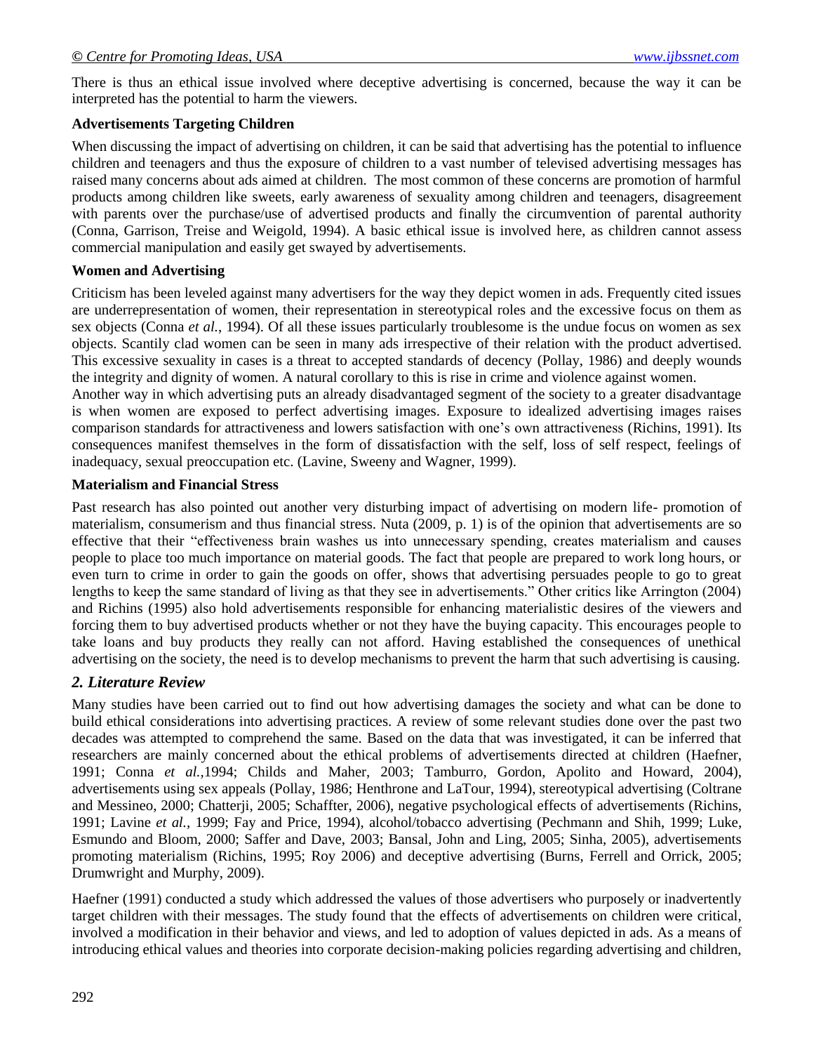There is thus an ethical issue involved where deceptive advertising is concerned, because the way it can be interpreted has the potential to harm the viewers.

**Advertisements Targeting Children**

When discussing the impact of advertising on children, it can be said that advertising has the potential to influence children and teenagers and thus the exposure of children to a vast number of televised advertising messages has raised many concerns about ads aimed at children. The most common of these concerns are promotion of harmful products among children like sweets, early awareness of sexuality among children and teenagers, disagreement with parents over the purchase/use of advertised products and finally the circumvention of parental authority (Conna, Garrison, Treise and Weigold, 1994). A basic ethical issue is involved here, as children cannot assess commercial manipulation and easily get swayed by advertisements.

**Women and Advertising**

Criticism has been leveled against many advertisers for the way they depict women in ads. Frequently cited issues are underrepresentation of women, their representation in stereotypical roles and the excessive focus on them as sex objects (Conna *et al.*, 1994). Of all these issues particularly troublesome is the undue focus on women as sex objects. Scantily clad women can be seen in many ads irrespective of their relation with the product advertised. This excessive sexuality in cases is a threat to accepted standards of decency (Pollay, 1986) and deeply wounds the integrity and dignity of women. A natural corollary to this is rise in crime and violence against women.

Another way in which advertising puts an already disadvantaged segment of the society to a greater disadvantage is when women are exposed to perfect advertising images. Exposure to idealized advertising images raises comparison standards for attractiveness and lowers satisfaction with one's own attractiveness (Richins, 1991). Its consequences manifest themselves in the form of dissatisfaction with the self, loss of self respect, feelings of inadequacy, sexual preoccupation etc. (Lavine, Sweeny and Wagner, 1999).

**Materialism and Financial Stress**

Past research has also pointed out another very disturbing impact of advertising on modern life- promotion of materialism, consumerism and thus financial stress. Nuta (2009, p. 1) is of the opinion that advertisements are so effective that their "effectiveness brain washes us into unnecessary spending, creates materialism and causes people to place too much importance on material goods. The fact that people are prepared to work long hours, or even turn to crime in order to gain the goods on offer, shows that advertising persuades people to go to great lengths to keep the same standard of living as that they see in advertisements." Other critics like Arrington (2004) and Richins (1995) also hold advertisements responsible for enhancing materialistic desires of the viewers and forcing them to buy advertised products whether or not they have the buying capacity. This encourages people to take loans and buy products they really can not afford. Having established the consequences of unethical advertising on the society, the need is to develop mechanisms to prevent the harm that such advertising is causing.

## *2. Literature Review*

Many studies have been carried out to find out how advertising damages the society and what can be done to build ethical considerations into advertising practices. A review of some relevant studies done over the past two decades was attempted to comprehend the same. Based on the data that was investigated, it can be inferred that researchers are mainly concerned about the ethical problems of advertisements directed at children (Haefner, 1991; Conna *et al.,*1994; Childs and Maher, 2003; Tamburro, Gordon, Apolito and Howard, 2004), advertisements using sex appeals (Pollay, 1986; Henthrone and LaTour, 1994), stereotypical advertising (Coltrane and Messineo, 2000; Chatterji, 2005; Schaffter, 2006), negative psychological effects of advertisements (Richins, 1991; Lavine *et al.*, 1999; Fay and Price, 1994), alcohol/tobacco advertising (Pechmann and Shih, 1999; Luke, Esmundo and Bloom, 2000; Saffer and Dave, 2003; Bansal, John and Ling, 2005; Sinha, 2005), advertisements promoting materialism (Richins, 1995; Roy 2006) and deceptive advertising (Burns, Ferrell and Orrick, 2005; Drumwright and Murphy, 2009).

Haefner (1991) conducted a study which addressed the values of those advertisers who purposely or inadvertently target children with their messages. The study found that the effects of advertisements on children were critical, involved a modification in their behavior and views, and led to adoption of values depicted in ads. As a means of introducing ethical values and theories into corporate decision-making policies regarding advertising and children,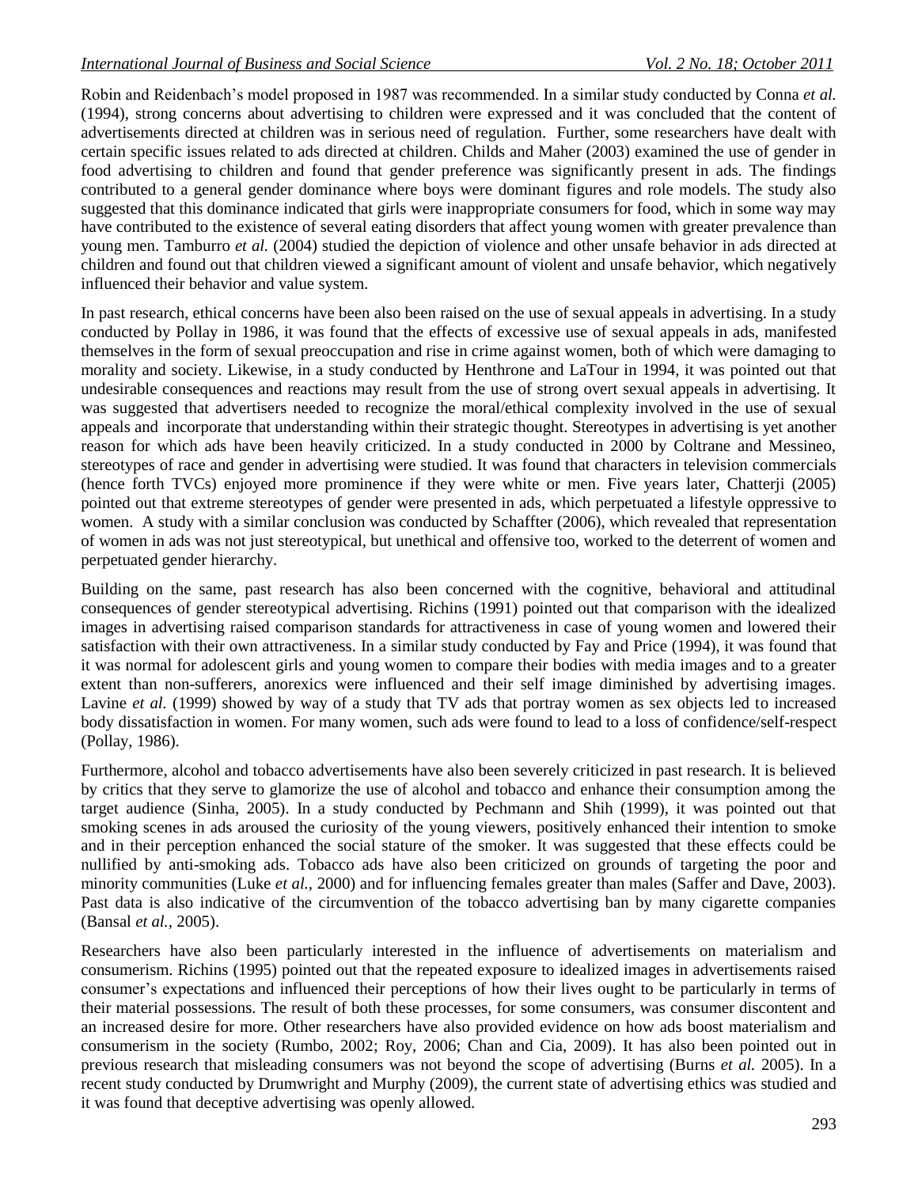Robin and Reidenbach's model proposed in 1987 was recommended. In a similar study conducted by Conna *et al.* (1994), strong concerns about advertising to children were expressed and it was concluded that the content of advertisements directed at children was in serious need of regulation. Further, some researchers have dealt with certain specific issues related to ads directed at children. Childs and Maher (2003) examined the use of gender in food advertising to children and found that gender preference was significantly present in ads. The findings contributed to a general gender dominance where boys were dominant figures and role models. The study also suggested that this dominance indicated that girls were inappropriate consumers for food, which in some way may have contributed to the existence of several eating disorders that affect young women with greater prevalence than young men. Tamburro *et al.* (2004) studied the depiction of violence and other unsafe behavior in ads directed at children and found out that children viewed a significant amount of violent and unsafe behavior, which negatively influenced their behavior and value system.

In past research, ethical concerns have been also been raised on the use of sexual appeals in advertising. In a study conducted by Pollay in 1986, it was found that the effects of excessive use of sexual appeals in ads, manifested themselves in the form of sexual preoccupation and rise in crime against women, both of which were damaging to morality and society. Likewise, in a study conducted by Henthrone and LaTour in 1994, it was pointed out that undesirable consequences and reactions may result from the use of strong overt sexual appeals in advertising. It was suggested that advertisers needed to recognize the moral/ethical complexity involved in the use of sexual appeals and incorporate that understanding within their strategic thought. Stereotypes in advertising is yet another reason for which ads have been heavily criticized. In a study conducted in 2000 by Coltrane and Messineo, stereotypes of race and gender in advertising were studied. It was found that characters in television commercials (hence forth TVCs) enjoyed more prominence if they were white or men. Five years later, Chatterji (2005) pointed out that extreme stereotypes of gender were presented in ads, which perpetuated a lifestyle oppressive to women. A study with a similar conclusion was conducted by Schaffter (2006), which revealed that representation of women in ads was not just stereotypical, but unethical and offensive too, worked to the deterrent of women and perpetuated gender hierarchy.

Building on the same, past research has also been concerned with the cognitive, behavioral and attitudinal consequences of gender stereotypical advertising. Richins (1991) pointed out that comparison with the idealized images in advertising raised comparison standards for attractiveness in case of young women and lowered their satisfaction with their own attractiveness. In a similar study conducted by Fay and Price (1994), it was found that it was normal for adolescent girls and young women to compare their bodies with media images and to a greater extent than non-sufferers, anorexics were influenced and their self image diminished by advertising images. Lavine *et al.* (1999) showed by way of a study that TV ads that portray women as sex objects led to increased body dissatisfaction in women. For many women, such ads were found to lead to a loss of confidence/self-respect (Pollay, 1986).

Furthermore, alcohol and tobacco advertisements have also been severely criticized in past research. It is believed by critics that they serve to glamorize the use of alcohol and tobacco and enhance their consumption among the target audience (Sinha, 2005). In a study conducted by Pechmann and Shih (1999), it was pointed out that smoking scenes in ads aroused the curiosity of the young viewers, positively enhanced their intention to smoke and in their perception enhanced the social stature of the smoker. It was suggested that these effects could be nullified by anti-smoking ads. Tobacco ads have also been criticized on grounds of targeting the poor and minority communities (Luke *et al.,* 2000) and for influencing females greater than males (Saffer and Dave, 2003). Past data is also indicative of the circumvention of the tobacco advertising ban by many cigarette companies (Bansal *et al.,* 2005).

Researchers have also been particularly interested in the influence of advertisements on materialism and consumerism. Richins (1995) pointed out that the repeated exposure to idealized images in advertisements raised consumer's expectations and influenced their perceptions of how their lives ought to be particularly in terms of their material possessions. The result of both these processes, for some consumers, was consumer discontent and an increased desire for more. Other researchers have also provided evidence on how ads boost materialism and consumerism in the society (Rumbo, 2002; Roy, 2006; Chan and Cia, 2009). It has also been pointed out in previous research that misleading consumers was not beyond the scope of advertising (Burns *et al.* 2005). In a recent study conducted by Drumwright and Murphy (2009), the current state of advertising ethics was studied and it was found that deceptive advertising was openly allowed.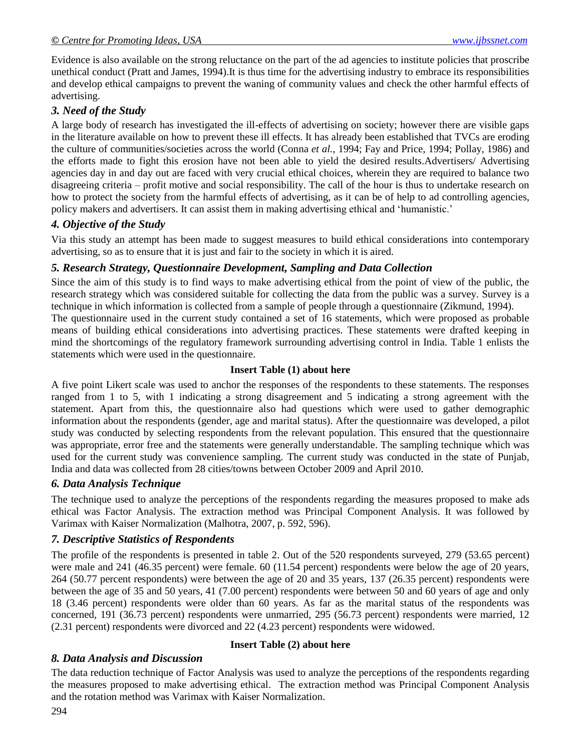Evidence is also available on the strong reluctance on the part of the ad agencies to institute policies that proscribe unethical conduct (Pratt and James, 1994).It is thus time for the advertising industry to embrace its responsibilities and develop ethical campaigns to prevent the waning of community values and check the other harmful effects of advertising.

### *3. Need of the Study*

A large body of research has investigated the ill-effects of advertising on society; however there are visible gaps in the literature available on how to prevent these ill effects. It has already been established that TVCs are eroding the culture of communities/societies across the world (Conna *et al.*, 1994; Fay and Price, 1994; Pollay, 1986) and the efforts made to fight this erosion have not been able to yield the desired results.Advertisers/ Advertising agencies day in and day out are faced with very crucial ethical choices, wherein they are required to balance two disagreeing criteria – profit motive and social responsibility. The call of the hour is thus to undertake research on how to protect the society from the harmful effects of advertising, as it can be of help to ad controlling agencies, policy makers and advertisers. It can assist them in making advertising ethical and 'humanistic.'

### *4. Objective of the Study*

Via this study an attempt has been made to suggest measures to build ethical considerations into contemporary advertising, so as to ensure that it is just and fair to the society in which it is aired.

### *5. Research Strategy, Questionnaire Development, Sampling and Data Collection*

Since the aim of this study is to find ways to make advertising ethical from the point of view of the public, the research strategy which was considered suitable for collecting the data from the public was a survey. Survey is a technique in which information is collected from a sample of people through a questionnaire (Zikmund, 1994).

The questionnaire used in the current study contained a set of 16 statements, which were proposed as probable means of building ethical considerations into advertising practices. These statements were drafted keeping in mind the shortcomings of the regulatory framework surrounding advertising control in India. Table 1 enlists the statements which were used in the questionnaire.

**Insert Table (1) about here**

A five point Likert scale was used to anchor the responses of the respondents to these statements. The responses ranged from 1 to 5, with 1 indicating a strong disagreement and 5 indicating a strong agreement with the statement. Apart from this, the questionnaire also had questions which were used to gather demographic information about the respondents (gender, age and marital status). After the questionnaire was developed, a pilot study was conducted by selecting respondents from the relevant population. This ensured that the questionnaire was appropriate, error free and the statements were generally understandable. The sampling technique which was used for the current study was convenience sampling. The current study was conducted in the state of Punjab, India and data was collected from 28 cities/towns between October 2009 and April 2010.

### *6. Data Analysis Technique*

The technique used to analyze the perceptions of the respondents regarding the measures proposed to make ads ethical was Factor Analysis. The extraction method was Principal Component Analysis. It was followed by Varimax with Kaiser Normalization (Malhotra, 2007, p. 592, 596).

### *7. Descriptive Statistics of Respondents*

The profile of the respondents is presented in table 2. Out of the 520 respondents surveyed, 279 (53.65 percent) were male and 241 (46.35 percent) were female. 60 (11.54 percent) respondents were below the age of 20 years, 264 (50.77 percent respondents) were between the age of 20 and 35 years, 137 (26.35 percent) respondents were between the age of 35 and 50 years, 41 (7.00 percent) respondents were between 50 and 60 years of age and only 18 (3.46 percent) respondents were older than 60 years. As far as the marital status of the respondents was concerned, 191 (36.73 percent) respondents were unmarried, 295 (56.73 percent) respondents were married, 12 (2.31 percent) respondents were divorced and 22 (4.23 percent) respondents were widowed.

**Insert Table (2) about here**

### *8. Data Analysis and Discussion*

The data reduction technique of Factor Analysis was used to analyze the perceptions of the respondents regarding the measures proposed to make advertising ethical. The extraction method was Principal Component Analysis and the rotation method was Varimax with Kaiser Normalization.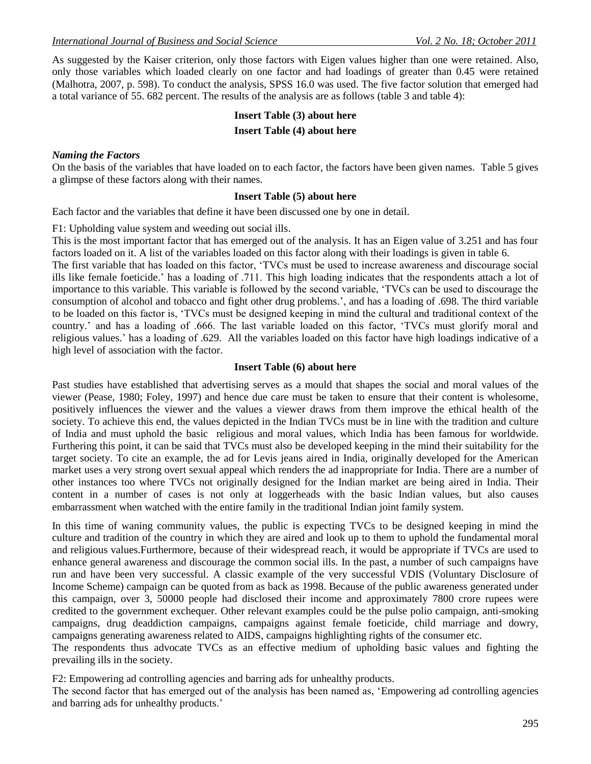As suggested by the Kaiser criterion, only those factors with Eigen values higher than one were retained. Also, only those variables which loaded clearly on one factor and had loadings of greater than 0.45 were retained (Malhotra, 2007, p. 598). To conduct the analysis, SPSS 16.0 was used. The five factor solution that emerged had a total variance of 55. 682 percent. The results of the analysis are as follows (table 3 and table 4):

**Insert Table (3) about here**

**Insert Table (4) about here**

***Naming the Factors***

On the basis of the variables that have loaded on to each factor, the factors have been given names. Table 5 gives a glimpse of these factors along with their names.

**Insert Table (5) about here**

Each factor and the variables that define it have been discussed one by one in detail.

F1: Upholding value system and weeding out social ills.

This is the most important factor that has emerged out of the analysis. It has an Eigen value of 3.251 and has four factors loaded on it. A list of the variables loaded on this factor along with their loadings is given in table 6.

The first variable that has loaded on this factor, 'TVCs must be used to increase awareness and discourage social ills like female foeticide.' has a loading of .711. This high loading indicates that the respondents attach a lot of importance to this variable. This variable is followed by the second variable, 'TVCs can be used to discourage the consumption of alcohol and tobacco and fight other drug problems.', and has a loading of .698. The third variable to be loaded on this factor is, 'TVCs must be designed keeping in mind the cultural and traditional context of the country.' and has a loading of .666. The last variable loaded on this factor, 'TVCs must glorify moral and religious values.' has a loading of .629. All the variables loaded on this factor have high loadings indicative of a high level of association with the factor.

**Insert Table (6) about here**

Past studies have established that advertising serves as a mould that shapes the social and moral values of the viewer (Pease, 1980; Foley, 1997) and hence due care must be taken to ensure that their content is wholesome, positively influences the viewer and the values a viewer draws from them improve the ethical health of the society. To achieve this end, the values depicted in the Indian TVCs must be in line with the tradition and culture of India and must uphold the basic religious and moral values, which India has been famous for worldwide. Furthering this point, it can be said that TVCs must also be developed keeping in the mind their suitability for the target society. To cite an example, the ad for Levis jeans aired in India, originally developed for the American market uses a very strong overt sexual appeal which renders the ad inappropriate for India. There are a number of other instances too where TVCs not originally designed for the Indian market are being aired in India. Their content in a number of cases is not only at loggerheads with the basic Indian values, but also causes embarrassment when watched with the entire family in the traditional Indian joint family system.

In this time of waning community values, the public is expecting TVCs to be designed keeping in mind the culture and tradition of the country in which they are aired and look up to them to uphold the fundamental moral and religious values.Furthermore, because of their widespread reach, it would be appropriate if TVCs are used to enhance general awareness and discourage the common social ills. In the past, a number of such campaigns have run and have been very successful. A classic example of the very successful VDIS (Voluntary Disclosure of Income Scheme) campaign can be quoted from as back as 1998. Because of the public awareness generated under this campaign, over 3, 50000 people had disclosed their income and approximately 7800 crore rupees were credited to the government exchequer. Other relevant examples could be the pulse polio campaign, anti-smoking campaigns, drug deaddiction campaigns, campaigns against female foeticide, child marriage and dowry, campaigns generating awareness related to AIDS, campaigns highlighting rights of the consumer etc.

The respondents thus advocate TVCs as an effective medium of upholding basic values and fighting the prevailing ills in the society.

F2: Empowering ad controlling agencies and barring ads for unhealthy products.

The second factor that has emerged out of the analysis has been named as, 'Empowering ad controlling agencies and barring ads for unhealthy products.'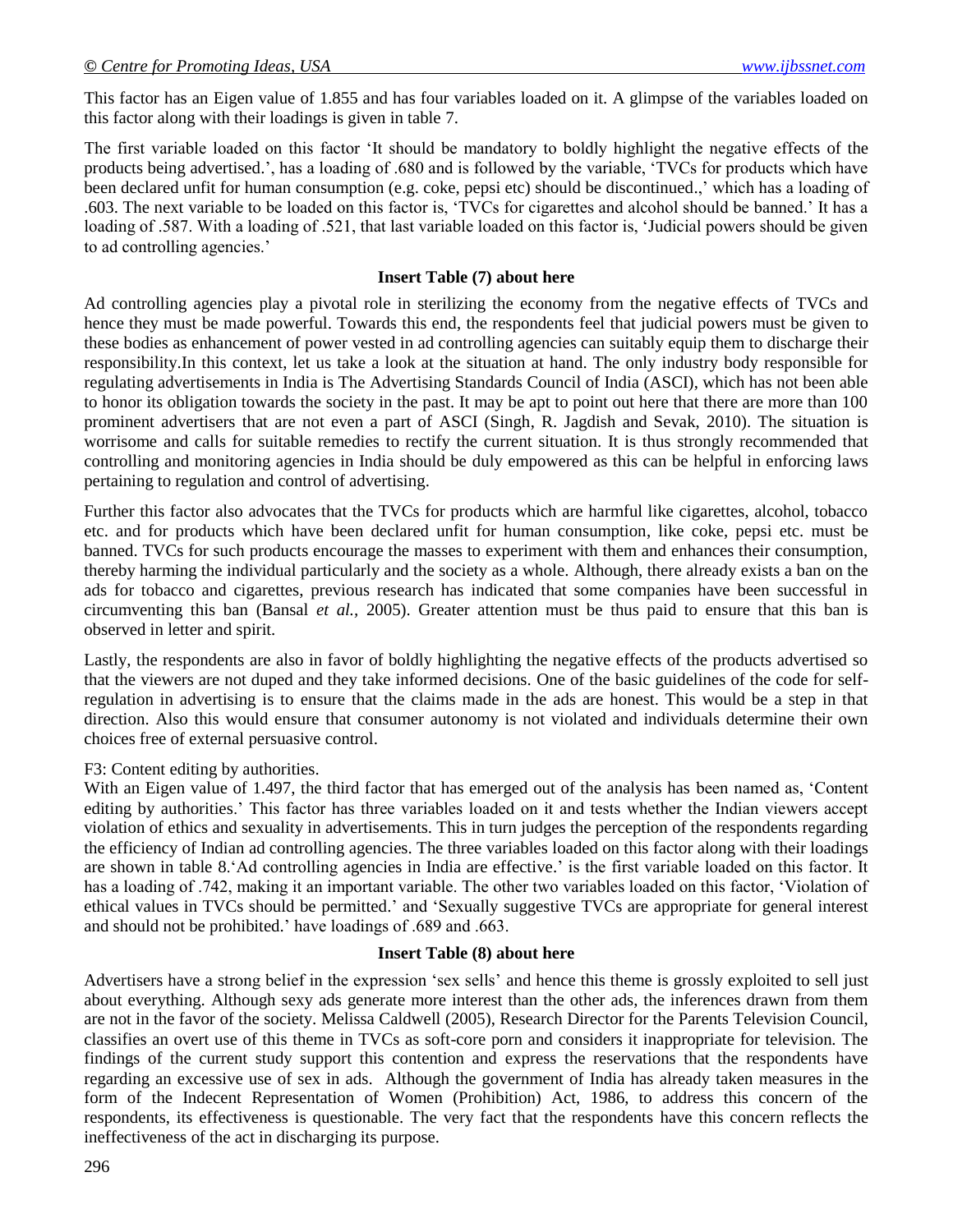This factor has an Eigen value of 1.855 and has four variables loaded on it. A glimpse of the variables loaded on this factor along with their loadings is given in table 7.

The first variable loaded on this factor 'It should be mandatory to boldly highlight the negative effects of the products being advertised.', has a loading of .680 and is followed by the variable, 'TVCs for products which have been declared unfit for human consumption (e.g. coke, pepsi etc) should be discontinued.,' which has a loading of .603. The next variable to be loaded on this factor is, 'TVCs for cigarettes and alcohol should be banned.' It has a loading of .587. With a loading of .521, that last variable loaded on this factor is, 'Judicial powers should be given to ad controlling agencies.'

**Insert Table (7) about here**

Ad controlling agencies play a pivotal role in sterilizing the economy from the negative effects of TVCs and hence they must be made powerful. Towards this end, the respondents feel that judicial powers must be given to these bodies as enhancement of power vested in ad controlling agencies can suitably equip them to discharge their responsibility.In this context, let us take a look at the situation at hand. The only industry body responsible for regulating advertisements in India is The Advertising Standards Council of India (ASCI), which has not been able to honor its obligation towards the society in the past. It may be apt to point out here that there are more than 100 prominent advertisers that are not even a part of ASCI (Singh, R. Jagdish and Sevak, 2010). The situation is worrisome and calls for suitable remedies to rectify the current situation. It is thus strongly recommended that controlling and monitoring agencies in India should be duly empowered as this can be helpful in enforcing laws pertaining to regulation and control of advertising.

Further this factor also advocates that the TVCs for products which are harmful like cigarettes, alcohol, tobacco etc. and for products which have been declared unfit for human consumption, like coke, pepsi etc. must be banned. TVCs for such products encourage the masses to experiment with them and enhances their consumption, thereby harming the individual particularly and the society as a whole. Although, there already exists a ban on the ads for tobacco and cigarettes, previous research has indicated that some companies have been successful in circumventing this ban (Bansal *et al.,* 2005). Greater attention must be thus paid to ensure that this ban is observed in letter and spirit.

Lastly, the respondents are also in favor of boldly highlighting the negative effects of the products advertised so that the viewers are not duped and they take informed decisions. One of the basic guidelines of the code for self-regulation in advertising is to ensure that the claims made in the ads are honest. This would be a step in that direction. Also this would ensure that consumer autonomy is not violated and individuals determine their own choices free of external persuasive control.

F3: Content editing by authorities.

With an Eigen value of 1.497, the third factor that has emerged out of the analysis has been named as, 'Content editing by authorities.' This factor has three variables loaded on it and tests whether the Indian viewers accept violation of ethics and sexuality in advertisements. This in turn judges the perception of the respondents regarding the efficiency of Indian ad controlling agencies. The three variables loaded on this factor along with their loadings are shown in table 8.'Ad controlling agencies in India are effective.' is the first variable loaded on this factor. It has a loading of .742, making it an important variable. The other two variables loaded on this factor, 'Violation of ethical values in TVCs should be permitted.' and 'Sexually suggestive TVCs are appropriate for general interest and should not be prohibited.' have loadings of .689 and .663.

**Insert Table (8) about here**

Advertisers have a strong belief in the expression 'sex sells' and hence this theme is grossly exploited to sell just about everything. Although sexy ads generate more interest than the other ads, the inferences drawn from them are not in the favor of the society. Melissa Caldwell (2005), Research Director for the Parents Television Council, classifies an overt use of this theme in TVCs as soft-core porn and considers it inappropriate for television. The findings of the current study support this contention and express the reservations that the respondents have regarding an excessive use of sex in ads. Although the government of India has already taken measures in the form of the Indecent Representation of Women (Prohibition) Act, 1986, to address this concern of the respondents, its effectiveness is questionable. The very fact that the respondents have this concern reflects the ineffectiveness of the act in discharging its purpose.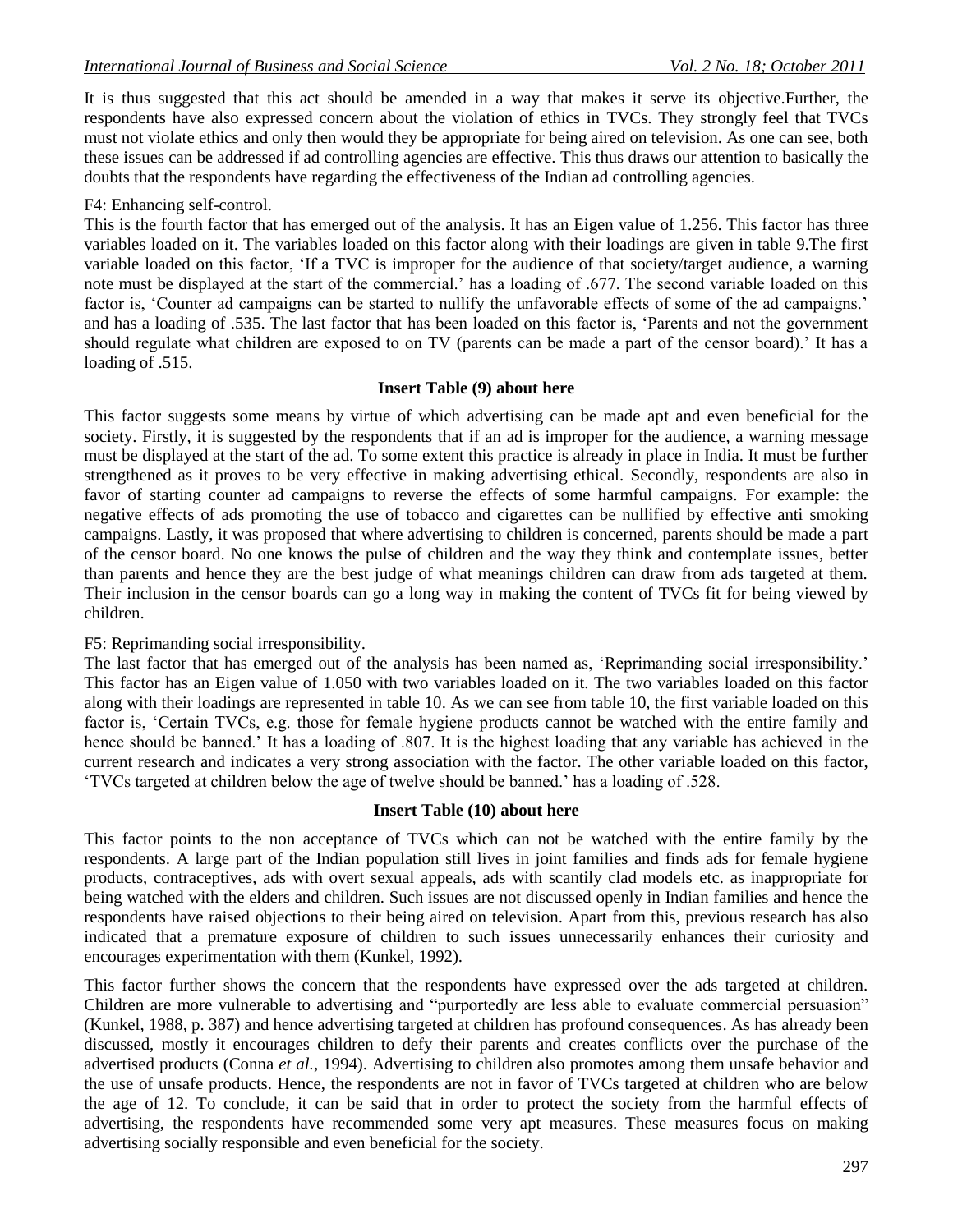It is thus suggested that this act should be amended in a way that makes it serve its objective.Further, the respondents have also expressed concern about the violation of ethics in TVCs. They strongly feel that TVCs must not violate ethics and only then would they be appropriate for being aired on television. As one can see, both these issues can be addressed if ad controlling agencies are effective. This thus draws our attention to basically the doubts that the respondents have regarding the effectiveness of the Indian ad controlling agencies.

F4: Enhancing self-control.

This is the fourth factor that has emerged out of the analysis. It has an Eigen value of 1.256. This factor has three variables loaded on it. The variables loaded on this factor along with their loadings are given in table 9.The first variable loaded on this factor, 'If a TVC is improper for the audience of that society/target audience, a warning note must be displayed at the start of the commercial.' has a loading of .677. The second variable loaded on this factor is, 'Counter ad campaigns can be started to nullify the unfavorable effects of some of the ad campaigns.' and has a loading of .535. The last factor that has been loaded on this factor is, 'Parents and not the government should regulate what children are exposed to on TV (parents can be made a part of the censor board).' It has a loading of .515.

**Insert Table (9) about here**

This factor suggests some means by virtue of which advertising can be made apt and even beneficial for the society. Firstly, it is suggested by the respondents that if an ad is improper for the audience, a warning message must be displayed at the start of the ad. To some extent this practice is already in place in India. It must be further strengthened as it proves to be very effective in making advertising ethical. Secondly, respondents are also in favor of starting counter ad campaigns to reverse the effects of some harmful campaigns. For example: the negative effects of ads promoting the use of tobacco and cigarettes can be nullified by effective anti smoking campaigns. Lastly, it was proposed that where advertising to children is concerned, parents should be made a part of the censor board. No one knows the pulse of children and the way they think and contemplate issues, better than parents and hence they are the best judge of what meanings children can draw from ads targeted at them. Their inclusion in the censor boards can go a long way in making the content of TVCs fit for being viewed by children.

F5: Reprimanding social irresponsibility.

The last factor that has emerged out of the analysis has been named as, 'Reprimanding social irresponsibility.' This factor has an Eigen value of 1.050 with two variables loaded on it. The two variables loaded on this factor along with their loadings are represented in table 10. As we can see from table 10, the first variable loaded on this factor is, 'Certain TVCs, e.g. those for female hygiene products cannot be watched with the entire family and hence should be banned.' It has a loading of .807. It is the highest loading that any variable has achieved in the current research and indicates a very strong association with the factor. The other variable loaded on this factor, 'TVCs targeted at children below the age of twelve should be banned.' has a loading of .528.

**Insert Table (10) about here**

This factor points to the non acceptance of TVCs which can not be watched with the entire family by the respondents. A large part of the Indian population still lives in joint families and finds ads for female hygiene products, contraceptives, ads with overt sexual appeals, ads with scantily clad models etc. as inappropriate for being watched with the elders and children. Such issues are not discussed openly in Indian families and hence the respondents have raised objections to their being aired on television. Apart from this, previous research has also indicated that a premature exposure of children to such issues unnecessarily enhances their curiosity and encourages experimentation with them (Kunkel, 1992).

This factor further shows the concern that the respondents have expressed over the ads targeted at children. Children are more vulnerable to advertising and "purportedly are less able to evaluate commercial persuasion" (Kunkel, 1988, p. 387) and hence advertising targeted at children has profound consequences. As has already been discussed, mostly it encourages children to defy their parents and creates conflicts over the purchase of the advertised products (Conna *et al.*, 1994). Advertising to children also promotes among them unsafe behavior and the use of unsafe products. Hence, the respondents are not in favor of TVCs targeted at children who are below the age of 12. To conclude, it can be said that in order to protect the society from the harmful effects of advertising, the respondents have recommended some very apt measures. These measures focus on making advertising socially responsible and even beneficial for the society.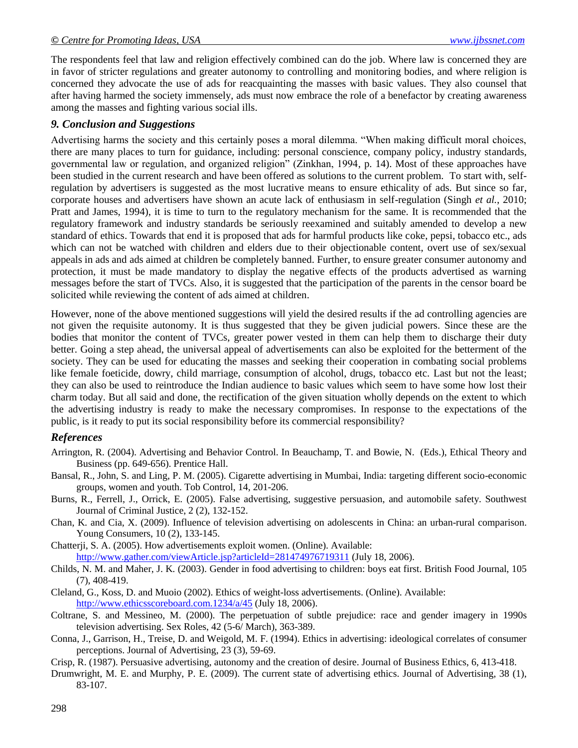The respondents feel that law and religion effectively combined can do the job. Where law is concerned they are in favor of stricter regulations and greater autonomy to controlling and monitoring bodies, and where religion is concerned they advocate the use of ads for reacquainting the masses with basic values. They also counsel that after having harmed the society immensely, ads must now embrace the role of a benefactor by creating awareness among the masses and fighting various social ills.

### *9. Conclusion and Suggestions*

Advertising harms the society and this certainly poses a moral dilemma. "When making difficult moral choices, there are many places to turn for guidance, including: personal conscience, company policy, industry standards, governmental law or regulation, and organized religion" (Zinkhan, 1994, p. 14). Most of these approaches have been studied in the current research and have been offered as solutions to the current problem. To start with, self-regulation by advertisers is suggested as the most lucrative means to ensure ethicality of ads. But since so far, corporate houses and advertisers have shown an acute lack of enthusiasm in self-regulation (Singh *et al.,* 2010; Pratt and James, 1994), it is time to turn to the regulatory mechanism for the same. It is recommended that the regulatory framework and industry standards be seriously reexamined and suitably amended to develop a new standard of ethics. Towards that end it is proposed that ads for harmful products like coke, pepsi, tobacco etc., ads which can not be watched with children and elders due to their objectionable content, overt use of sex/sexual appeals in ads and ads aimed at children be completely banned. Further, to ensure greater consumer autonomy and protection, it must be made mandatory to display the negative effects of the products advertised as warning messages before the start of TVCs. Also, it is suggested that the participation of the parents in the censor board be solicited while reviewing the content of ads aimed at children.

However, none of the above mentioned suggestions will yield the desired results if the ad controlling agencies are not given the requisite autonomy. It is thus suggested that they be given judicial powers. Since these are the bodies that monitor the content of TVCs, greater power vested in them can help them to discharge their duty better. Going a step ahead, the universal appeal of advertisements can also be exploited for the betterment of the society. They can be used for educating the masses and seeking their cooperation in combating social problems like female foeticide, dowry, child marriage, consumption of alcohol, drugs, tobacco etc. Last but not the least; they can also be used to reintroduce the Indian audience to basic values which seem to have some how lost their charm today. But all said and done, the rectification of the given situation wholly depends on the extent to which the advertising industry is ready to make the necessary compromises. In response to the expectations of the public, is it ready to put its social responsibility before its commercial responsibility?

### *References*

Arrington, R. (2004). Advertising and Behavior Control. In Beauchamp, T. and Bowie, N. (Eds.), Ethical Theory and Business (pp. 649-656). Prentice Hall.

Bansal, R., John, S. and Ling, P. M. (2005). Cigarette advertising in Mumbai, India: targeting different socio-economic groups, women and youth. Tob Control, 14, 201-206.

Burns, R., Ferrell, J., Orrick, E. (2005). False advertising, suggestive persuasion, and automobile safety. Southwest Journal of Criminal Justice, 2 (2), 132-152.

Chan, K. and Cia, X. (2009). Influence of television advertising on adolescents in China: an urban-rural comparison. Young Consumers, 10 (2), 133-145.

Chatterji, S. A. (2005). How advertisements exploit women. (Online). Available: http://www.gather.com/viewArticle.jsp?articleId=281474976719311 (July 18, 2006).

Childs, N. M. and Maher, J. K. (2003). Gender in food advertising to children: boys eat first. British Food Journal, 105 (7), 408-419.

Cleland, G., Koss, D. and Muoio (2002). Ethics of weight-loss advertisements. (Online). Available: http://www.ethicsscoreboard.com.1234/a/45 (July 18, 2006).

Coltrane, S. and Messineo, M. (2000). The perpetuation of subtle prejudice: race and gender imagery in 1990s television advertising. Sex Roles, 42 (5-6/ March), 363-389.

Conna, J., Garrison, H., Treise, D. and Weigold, M. F. (1994). Ethics in advertising: ideological correlates of consumer perceptions. Journal of Advertising, 23 (3), 59-69.

Crisp, R. (1987). Persuasive advertising, autonomy and the creation of desire. Journal of Business Ethics, 6, 413-418.

Drumwright, M. E. and Murphy, P. E. (2009). The current state of advertising ethics. Journal of Advertising, 38 (1), 83-107.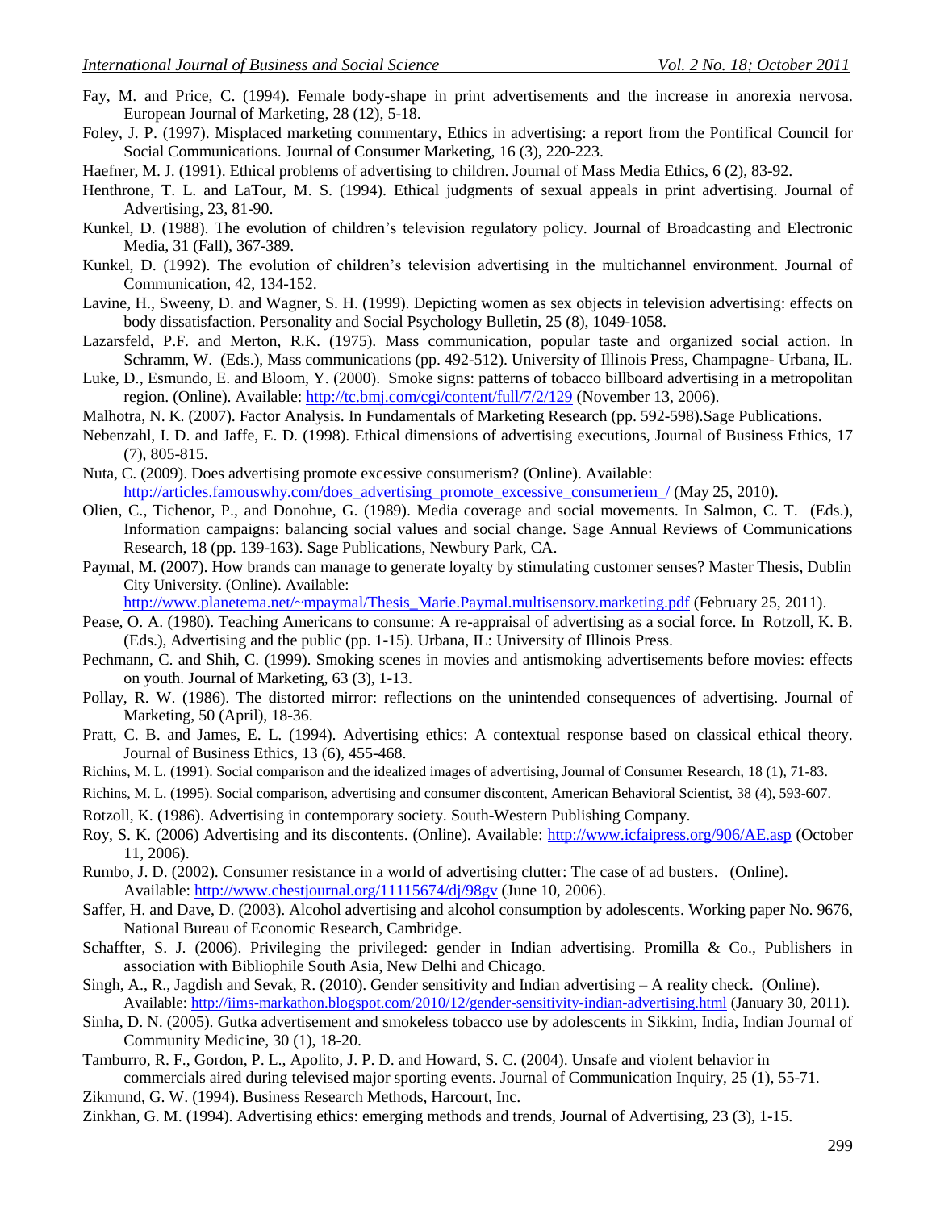Fay, M. and Price, C. (1994). Female body-shape in print advertisements and the increase in anorexia nervosa. European Journal of Marketing, 28 (12), 5-18.

Foley, J. P. (1997). Misplaced marketing commentary, Ethics in advertising: a report from the Pontifical Council for Social Communications. Journal of Consumer Marketing, 16 (3), 220-223.

Haefner, M. J. (1991). Ethical problems of advertising to children. Journal of Mass Media Ethics, 6 (2), 83-92.

Henthrone, T. L. and LaTour, M. S. (1994). Ethical judgments of sexual appeals in print advertising. Journal of Advertising, 23, 81-90.

Kunkel, D. (1988). The evolution of children's television regulatory policy. Journal of Broadcasting and Electronic Media, 31 (Fall), 367-389.

Kunkel, D. (1992). The evolution of children's television advertising in the multichannel environment. Journal of Communication, 42, 134-152.

Lavine, H., Sweeny, D. and Wagner, S. H. (1999). Depicting women as sex objects in television advertising: effects on body dissatisfaction. Personality and Social Psychology Bulletin, 25 (8), 1049-1058.

Lazarsfeld, P.F. and Merton, R.K. (1975). Mass communication, popular taste and organized social action. In Schramm, W. (Eds.), Mass communications (pp. 492-512). University of Illinois Press, Champagne- Urbana, IL.

Luke, D., Esmundo, E. and Bloom, Y. (2000). Smoke signs: patterns of tobacco billboard advertising in a metropolitan region. (Online). Available: http://tc.bmj.com/cgi/content/full/7/2/129 (November 13, 2006).

Malhotra, N. K. (2007). Factor Analysis. In Fundamentals of Marketing Research (pp. 592-598).Sage Publications.

Nebenzahl, I. D. and Jaffe, E. D. (1998). Ethical dimensions of advertising executions, Journal of Business Ethics, 17 (7), 805-815.

Nuta, C. (2009). Does advertising promote excessive consumerism? (Online). Available: http://articles.famouswhy.com/does_advertising_promote_excessive_consumeriem_/ (May 25, 2010).

Olien, C., Tichenor, P., and Donohue, G. (1989). Media coverage and social movements. In Salmon, C. T. (Eds.), Information campaigns: balancing social values and social change. Sage Annual Reviews of Communications Research, 18 (pp. 139-163). Sage Publications, Newbury Park, CA.

Paymal, M. (2007). How brands can manage to generate loyalty by stimulating customer senses? Master Thesis, Dublin City University. (Online). Available: http://www.planetema.net/~mpaymal/Thesis_Marie.Paymal.multisensory.marketing.pdf (February 25, 2011).

Pease, O. A. (1980). Teaching Americans to consume: A re-appraisal of advertising as a social force. In Rotzoll, K. B. (Eds.), Advertising and the public (pp. 1-15). Urbana, IL: University of Illinois Press.

Pechmann, C. and Shih, C. (1999). Smoking scenes in movies and antismoking advertisements before movies: effects on youth. Journal of Marketing, 63 (3), 1-13.

Pollay, R. W. (1986). The distorted mirror: reflections on the unintended consequences of advertising. Journal of Marketing, 50 (April), 18-36.

Pratt, C. B. and James, E. L. (1994). Advertising ethics: A contextual response based on classical ethical theory. Journal of Business Ethics, 13 (6), 455-468.

Richins, M. L. (1991). Social comparison and the idealized images of advertising, Journal of Consumer Research, 18 (1), 71-83.

Richins, M. L. (1995). Social comparison, advertising and consumer discontent, American Behavioral Scientist, 38 (4), 593-607.

Rotzoll, K. (1986). Advertising in contemporary society. South-Western Publishing Company.

Roy, S. K. (2006) Advertising and its discontents. (Online). Available: http://www.icfaipress.org/906/AE.asp (October 11, 2006).

Rumbo, J. D. (2002). Consumer resistance in a world of advertising clutter: The case of ad busters. (Online). Available: http://www.chestjournal.org/11115674/dj/98gv (June 10, 2006).

Saffer, H. and Dave, D. (2003). Alcohol advertising and alcohol consumption by adolescents. Working paper No. 9676, National Bureau of Economic Research, Cambridge.

Schaffter, S. J. (2006). Privileging the privileged: gender in Indian advertising. Promilla & Co., Publishers in association with Bibliophile South Asia, New Delhi and Chicago.

Singh, A., R., Jagdish and Sevak, R. (2010). Gender sensitivity and Indian advertising – A reality check. (Online). Available: http://iims-markathon.blogspot.com/2010/12/gender-sensitivity-indian-advertising.html (January 30, 2011).

Sinha, D. N. (2005). Gutka advertisement and smokeless tobacco use by adolescents in Sikkim, India, Indian Journal of Community Medicine, 30 (1), 18-20.

Tamburro, R. F., Gordon, P. L., Apolito, J. P. D. and Howard, S. C. (2004). Unsafe and violent behavior in commercials aired during televised major sporting events. Journal of Communication Inquiry, 25 (1), 55-71.

Zikmund, G. W. (1994). Business Research Methods, Harcourt, Inc.

Zinkhan, G. M. (1994). Advertising ethics: emerging methods and trends, Journal of Advertising, 23 (3), 1-15.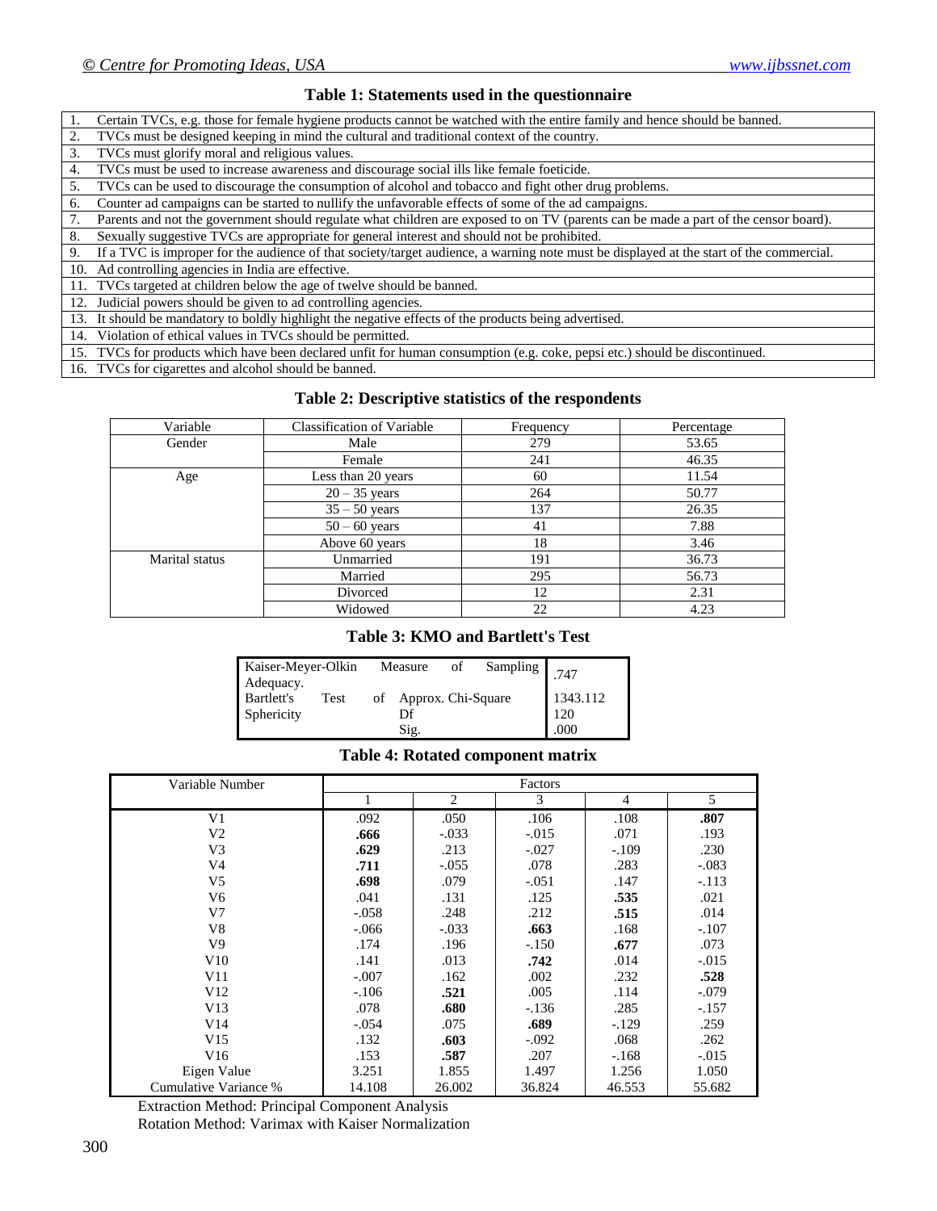### Table 1: Statements used in the questionnaire

| | |
|---|---|
| 1. | Certain TVCs, e.g. those for female hygiene products cannot be watched with the entire family and hence should be banned. |
| 2. | TVCs must be designed keeping in mind the cultural and traditional context of the country. |
| 3. | TVCs must glorify moral and religious values. |
| 4. | TVCs must be used to increase awareness and discourage social ills like female foeticide. |
| 5. | TVCs can be used to discourage the consumption of alcohol and tobacco and fight other drug problems. |
| 6. | Counter ad campaigns can be started to nullify the unfavorable effects of some of the ad campaigns. |
| 7. | Parents and not the government should regulate what children are exposed to on TV (parents can be made a part of the censor board). |
| 8. | Sexually suggestive TVCs are appropriate for general interest and should not be prohibited. |
| 9. | If a TVC is improper for the audience of that society/target audience, a warning note must be displayed at the start of the commercial. |
| 10. | Ad controlling agencies in India are effective. |
| 11. | TVCs targeted at children below the age of twelve should be banned. |
| 12. | Judicial powers should be given to ad controlling agencies. |
| 13. | It should be mandatory to boldly highlight the negative effects of the products being advertised. |
| 14. | Violation of ethical values in TVCs should be permitted. |
| 15. | TVCs for products which have been declared unfit for human consumption (e.g. coke, pepsi etc.) should be discontinued. |
| 16. | TVCs for cigarettes and alcohol should be banned. |

### Table 2: Descriptive statistics of the respondents

| Variable | Classification of Variable | Frequency | Percentage |
|---|---|---|---|
| Gender | Male | 279 | 53.65 |
| | Female | 241 | 46.35 |
| Age | Less than 20 years | 60 | 11.54 |
| | 20 – 35 years | 264 | 50.77 |
| | 35 – 50 years | 137 | 26.35 |
| | 50 – 60 years | 41 | 7.88 |
| | Above 60 years | 18 | 3.46 |
| Marital status | Unmarried | 191 | 36.73 |
| | Married | 295 | 56.73 |
| | Divorced | 12 | 2.31 |
| | Widowed | 22 | 4.23 |

### Table 3: KMO and Bartlett's Test

| | | |
|---|---|---|
| Kaiser-Meyer-Olkin Measure of Sampling Adequacy. | | .747 |
| Bartlett's Test of Sphericity | Approx. Chi-Square | 1343.112 |
| | Df | 120 |
| | Sig. | .000 |

### Table 4: Rotated component matrix

| Variable Number | Factors | | | | |
|---|---|---|---|---|---|
| | 1 | 2 | 3 | 4 | 5 |
| V1 | .092 | .050 | .106 | .108 | **.807** |
| V2 | **.666** | -.033 | -.015 | .071 | .193 |
| V3 | **.629** | .213 | -.027 | -.109 | .230 |
| V4 | **.711** | -.055 | .078 | .283 | -.083 |
| V5 | **.698** | .079 | -.051 | .147 | -.113 |
| V6 | .041 | .131 | .125 | **.535** | .021 |
| V7 | -.058 | .248 | .212 | **.515** | .014 |
| V8 | -.066 | -.033 | **.663** | .168 | -.107 |
| V9 | .174 | .196 | -.150 | **.677** | .073 |
| V10 | .141 | .013 | **.742** | .014 | -.015 |
| V11 | -.007 | .162 | .002 | .232 | **.528** |
| V12 | -.106 | **.521** | .005 | .114 | -.079 |
| V13 | .078 | **.680** | -.136 | .285 | -.157 |
| V14 | -.054 | .075 | **.689** | -.129 | .259 |
| V15 | .132 | **.603** | -.092 | .068 | .262 |
| V16 | .153 | **.587** | .207 | -.168 | -.015 |
| Eigen Value | 3.251 | 1.855 | 1.497 | 1.256 | 1.050 |
| Cumulative Variance % | 14.108 | 26.002 | 36.824 | 46.553 | 55.682 |

Extraction Method: Principal Component Analysis

Rotation Method: Varimax with Kaiser Normalization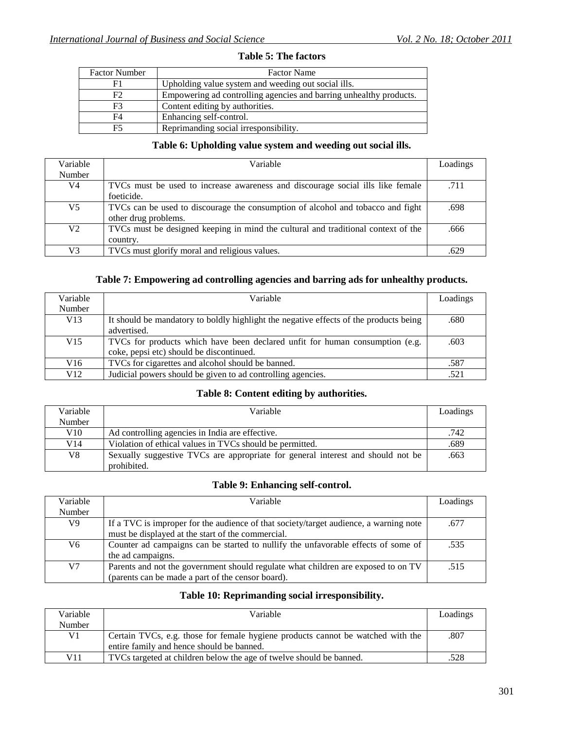**Table 5: The factors**

| Factor Number | Factor Name |
| --- | --- |
| F1 | Upholding value system and weeding out social ills. |
| F2 | Empowering ad controlling agencies and barring unhealthy products. |
| F3 | Content editing by authorities. |
| F4 | Enhancing self-control. |
| F5 | Reprimanding social irresponsibility. |

**Table 6: Upholding value system and weeding out social ills.**

| Variable Number | Variable | Loadings |
| --- | --- | --- |
| V4 | TVCs must be used to increase awareness and discourage social ills like female foeticide. | .711 |
| V5 | TVCs can be used to discourage the consumption of alcohol and tobacco and fight other drug problems. | .698 |
| V2 | TVCs must be designed keeping in mind the cultural and traditional context of the country. | .666 |
| V3 | TVCs must glorify moral and religious values. | .629 |

**Table 7: Empowering ad controlling agencies and barring ads for unhealthy products.**

| Variable Number | Variable | Loadings |
| --- | --- | --- |
| V13 | It should be mandatory to boldly highlight the negative effects of the products being advertised. | .680 |
| V15 | TVCs for products which have been declared unfit for human consumption (e.g. coke, pepsi etc) should be discontinued. | .603 |
| V16 | TVCs for cigarettes and alcohol should be banned. | .587 |
| V12 | Judicial powers should be given to ad controlling agencies. | .521 |

**Table 8: Content editing by authorities.**

| Variable Number | Variable | Loadings |
| --- | --- | --- |
| V10 | Ad controlling agencies in India are effective. | .742 |
| V14 | Violation of ethical values in TVCs should be permitted. | .689 |
| V8 | Sexually suggestive TVCs are appropriate for general interest and should not be prohibited. | .663 |

**Table 9: Enhancing self-control.**

| Variable Number | Variable | Loadings |
| --- | --- | --- |
| V9 | If a TVC is improper for the audience of that society/target audience, a warning note must be displayed at the start of the commercial. | .677 |
| V6 | Counter ad campaigns can be started to nullify the unfavorable effects of some of the ad campaigns. | .535 |
| V7 | Parents and not the government should regulate what children are exposed to on TV (parents can be made a part of the censor board). | .515 |

**Table 10: Reprimanding social irresponsibility.**

| Variable Number | Variable | Loadings |
| --- | --- | --- |
| V1 | Certain TVCs, e.g. those for female hygiene products cannot be watched with the entire family and hence should be banned. | .807 |
| V11 | TVCs targeted at children below the age of twelve should be banned. | .528 |